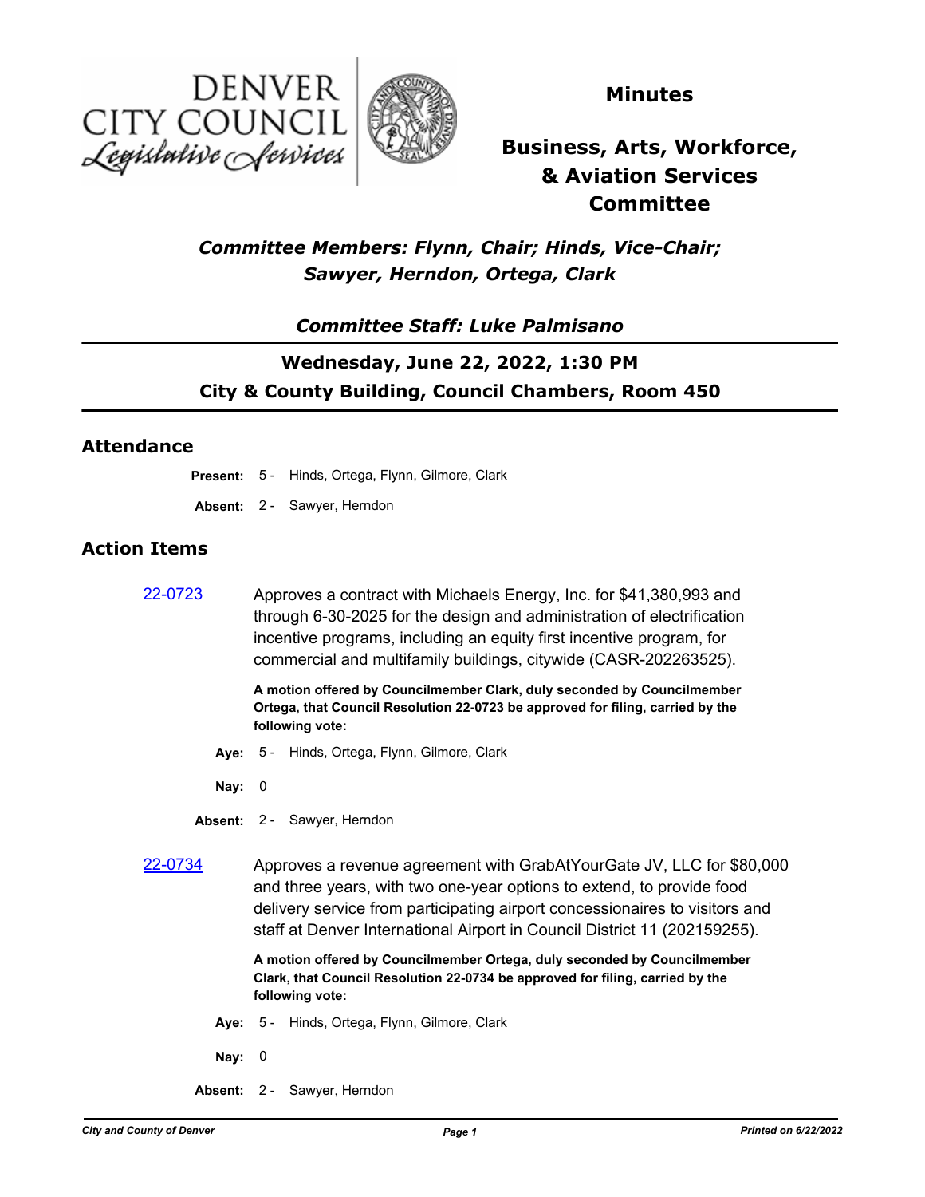DENVER CITY COUNCIL Legislative Services

# Minutes

## Business, Arts, Workforce, & Aviation Services Committee

***Committee Members: Flynn, Chair; Hinds, Vice-Chair; Sawyer, Herndon, Ortega, Clark***

***Committee Staff: Luke Palmisano***

**Wednesday, June 22, 2022, 1:30 PM**

**City & County Building, Council Chambers, Room 450**

## Attendance

**Present:** 5 - Hinds, Ortega, Flynn, Gilmore, Clark

**Absent:** 2 - Sawyer, Herndon

## Action Items

[22-0723](22-0723) Approves a contract with Michaels Energy, Inc. for $41,380,993 and through 6-30-2025 for the design and administration of electrification incentive programs, including an equity first incentive program, for commercial and multifamily buildings, citywide (CASR-202263525).

**A motion offered by Councilmember Clark, duly seconded by Councilmember Ortega, that Council Resolution 22-0723 be approved for filing, carried by the following vote:**

**Aye:** 5 - Hinds, Ortega, Flynn, Gilmore, Clark

**Nay:** 0

**Absent:** 2 - Sawyer, Herndon

[22-0734](22-0734) Approves a revenue agreement with GrabAtYourGate JV, LLC for $80,000 and three years, with two one-year options to extend, to provide food delivery service from participating airport concessionaires to visitors and staff at Denver International Airport in Council District 11 (202159255).

**A motion offered by Councilmember Ortega, duly seconded by Councilmember Clark, that Council Resolution 22-0734 be approved for filing, carried by the following vote:**

**Aye:** 5 - Hinds, Ortega, Flynn, Gilmore, Clark

**Nay:** 0

**Absent:** 2 - Sawyer, Herndon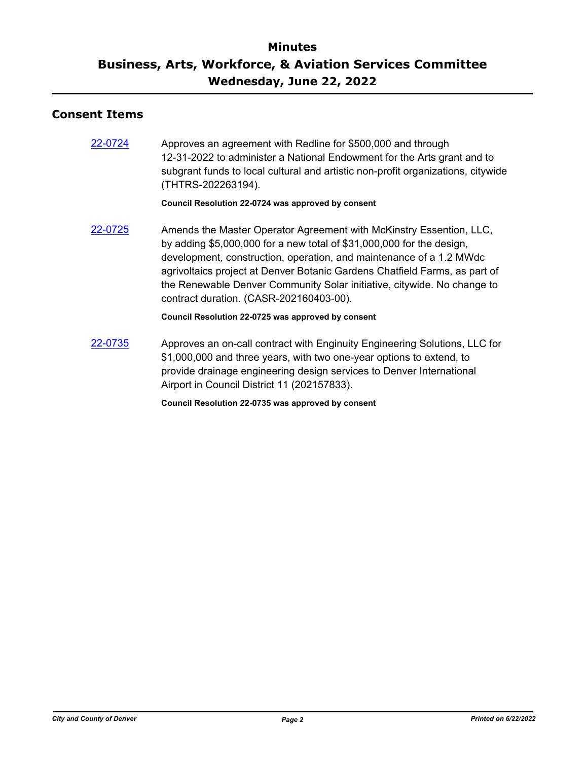# Minutes
# Business, Arts, Workforce, & Aviation Services Committee
# Wednesday, June 22, 2022

## Consent Items

22-0724 Approves an agreement with Redline for $500,000 and through 12-31-2022 to administer a National Endowment for the Arts grant and to subgrant funds to local cultural and artistic non-profit organizations, citywide (THTRS-202263194).

**Council Resolution 22-0724 was approved by consent**

22-0725 Amends the Master Operator Agreement with McKinstry Essention, LLC, by adding $5,000,000 for a new total of $31,000,000 for the design, development, construction, operation, and maintenance of a 1.2 MWdc agrivoltaics project at Denver Botanic Gardens Chatfield Farms, as part of the Renewable Denver Community Solar initiative, citywide. No change to contract duration. (CASR-202160403-00).

**Council Resolution 22-0725 was approved by consent**

22-0735 Approves an on-call contract with Enginuity Engineering Solutions, LLC for $1,000,000 and three years, with two one-year options to extend, to provide drainage engineering design services to Denver International Airport in Council District 11 (202157833).

**Council Resolution 22-0735 was approved by consent**